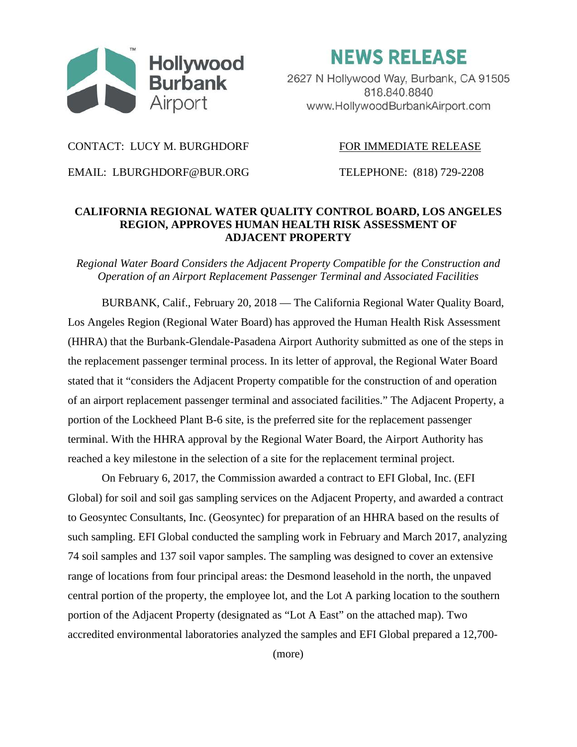Hollywood Burbank Airport

# NEWS RELEASE

2627 N Hollywood Way, Burbank, CA 91505
818.840.8840
www.HollywoodBurbankAirport.com

CONTACT: LUCY M. BURGHDORF

FOR IMMEDIATE RELEASE

EMAIL: LBURGHDORF@BUR.ORG

TELEPHONE: (818) 729-2208

## CALIFORNIA REGIONAL WATER QUALITY CONTROL BOARD, LOS ANGELES REGION, APPROVES HUMAN HEALTH RISK ASSESSMENT OF ADJACENT PROPERTY

*Regional Water Board Considers the Adjacent Property Compatible for the Construction and Operation of an Airport Replacement Passenger Terminal and Associated Facilities*

BURBANK, Calif., February 20, 2018 — The California Regional Water Quality Board, Los Angeles Region (Regional Water Board) has approved the Human Health Risk Assessment (HHRA) that the Burbank-Glendale-Pasadena Airport Authority submitted as one of the steps in the replacement passenger terminal process. In its letter of approval, the Regional Water Board stated that it "considers the Adjacent Property compatible for the construction of and operation of an airport replacement passenger terminal and associated facilities." The Adjacent Property, a portion of the Lockheed Plant B-6 site, is the preferred site for the replacement passenger terminal. With the HHRA approval by the Regional Water Board, the Airport Authority has reached a key milestone in the selection of a site for the replacement terminal project.

On February 6, 2017, the Commission awarded a contract to EFI Global, Inc. (EFI Global) for soil and soil gas sampling services on the Adjacent Property, and awarded a contract to Geosyntec Consultants, Inc. (Geosyntec) for preparation of an HHRA based on the results of such sampling. EFI Global conducted the sampling work in February and March 2017, analyzing 74 soil samples and 137 soil vapor samples. The sampling was designed to cover an extensive range of locations from four principal areas: the Desmond leasehold in the north, the unpaved central portion of the property, the employee lot, and the Lot A parking location to the southern portion of the Adjacent Property (designated as "Lot A East" on the attached map). Two accredited environmental laboratories analyzed the samples and EFI Global prepared a 12,700-

(more)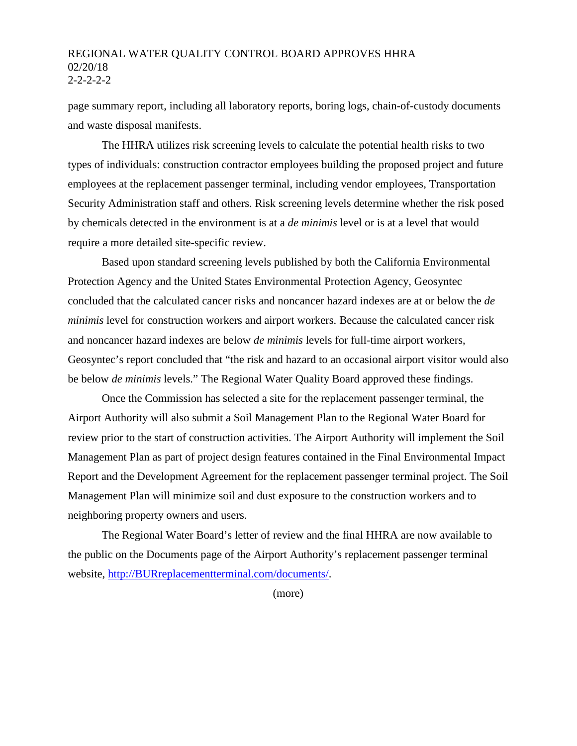page summary report, including all laboratory reports, boring logs, chain-of-custody documents and waste disposal manifests.

The HHRA utilizes risk screening levels to calculate the potential health risks to two types of individuals: construction contractor employees building the proposed project and future employees at the replacement passenger terminal, including vendor employees, Transportation Security Administration staff and others. Risk screening levels determine whether the risk posed by chemicals detected in the environment is at a *de minimis* level or is at a level that would require a more detailed site-specific review.

Based upon standard screening levels published by both the California Environmental Protection Agency and the United States Environmental Protection Agency, Geosyntec concluded that the calculated cancer risks and noncancer hazard indexes are at or below the *de minimis* level for construction workers and airport workers. Because the calculated cancer risk and noncancer hazard indexes are below *de minimis* levels for full-time airport workers, Geosyntec's report concluded that "the risk and hazard to an occasional airport visitor would also be below *de minimis* levels." The Regional Water Quality Board approved these findings.

Once the Commission has selected a site for the replacement passenger terminal, the Airport Authority will also submit a Soil Management Plan to the Regional Water Board for review prior to the start of construction activities. The Airport Authority will implement the Soil Management Plan as part of project design features contained in the Final Environmental Impact Report and the Development Agreement for the replacement passenger terminal project. The Soil Management Plan will minimize soil and dust exposure to the construction workers and to neighboring property owners and users.

The Regional Water Board's letter of review and the final HHRA are now available to the public on the Documents page of the Airport Authority's replacement passenger terminal website, [http://BURreplacementterminal.com/documents/](http://BURreplacementterminal.com/documents/).

(more)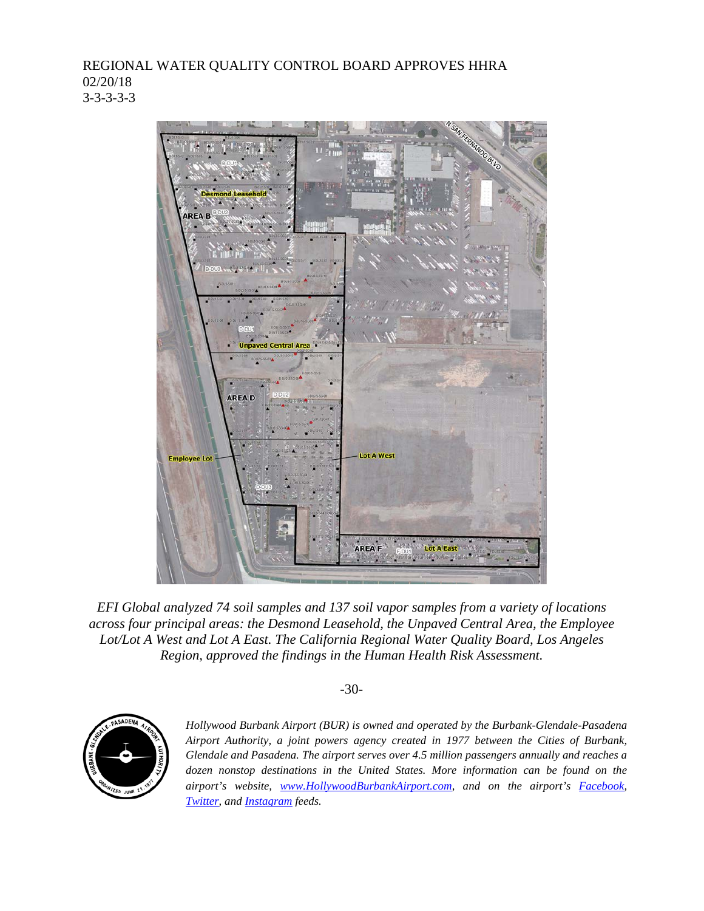*EFI Global analyzed 74 soil samples and 137 soil vapor samples from a variety of locations across four principal areas: the Desmond Leasehold, the Unpaved Central Area, the Employee Lot/Lot A West and Lot A East. The California Regional Water Quality Board, Los Angeles Region, approved the findings in the Human Health Risk Assessment.*

-30-

*Hollywood Burbank Airport (BUR) is owned and operated by the Burbank-Glendale-Pasadena Airport Authority, a joint powers agency created in 1977 between the Cities of Burbank, Glendale and Pasadena. The airport serves over 4.5 million passengers annually and reaches a dozen nonstop destinations in the United States. More information can be found on the airport's website, [www.HollywoodBurbankAirport.com](http://www.HollywoodBurbankAirport.com), and on the airport's [Facebook](), [Twitter](), and [Instagram]() feeds.*